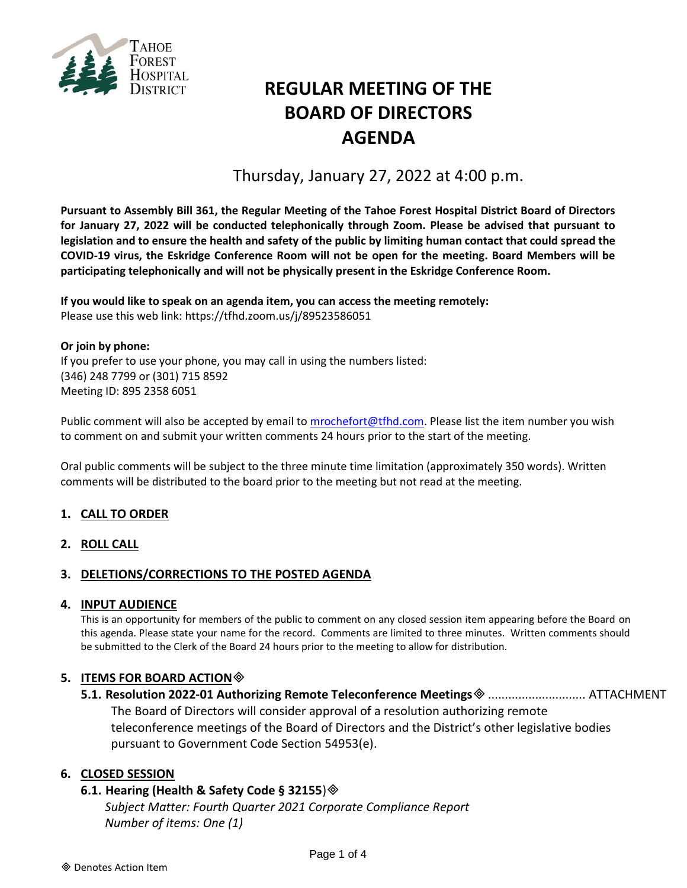Tahoe Forest Hospital District

# REGULAR MEETING OF THE BOARD OF DIRECTORS AGENDA

Thursday, January 27, 2022 at 4:00 p.m.

**Pursuant to Assembly Bill 361, the Regular Meeting of the Tahoe Forest Hospital District Board of Directors for January 27, 2022 will be conducted telephonically through Zoom. Please be advised that pursuant to legislation and to ensure the health and safety of the public by limiting human contact that could spread the COVID-19 virus, the Eskridge Conference Room will not be open for the meeting. Board Members will be participating telephonically and will not be physically present in the Eskridge Conference Room.**

**If you would like to speak on an agenda item, you can access the meeting remotely:**
Please use this web link: https://tfhd.zoom.us/j/89523586051

**Or join by phone:**
If you prefer to use your phone, you may call in using the numbers listed:
(346) 248 7799 or (301) 715 8592
Meeting ID: 895 2358 6051

Public comment will also be accepted by email to mrochefort@tfhd.com. Please list the item number you wish to comment on and submit your written comments 24 hours prior to the start of the meeting.

Oral public comments will be subject to the three minute time limitation (approximately 350 words). Written comments will be distributed to the board prior to the meeting but not read at the meeting.

## 1. CALL TO ORDER

## 2. ROLL CALL

## 3. DELETIONS/CORRECTIONS TO THE POSTED AGENDA

## 4. INPUT AUDIENCE

This is an opportunity for members of the public to comment on any closed session item appearing before the Board on this agenda. Please state your name for the record. Comments are limited to three minutes. Written comments should be submitted to the Clerk of the Board 24 hours prior to the meeting to allow for distribution.

## 5. ITEMS FOR BOARD ACTION ◈

### 5.1. Resolution 2022-01 Authorizing Remote Teleconference Meetings ◈ ............................ ATTACHMENT

The Board of Directors will consider approval of a resolution authorizing remote teleconference meetings of the Board of Directors and the District's other legislative bodies pursuant to Government Code Section 54953(e).

## 6. CLOSED SESSION

### 6.1. Hearing (Health & Safety Code § 32155) ◈

*Subject Matter: Fourth Quarter 2021 Corporate Compliance Report*
*Number of items: One (1)*

◈ Denotes Action Item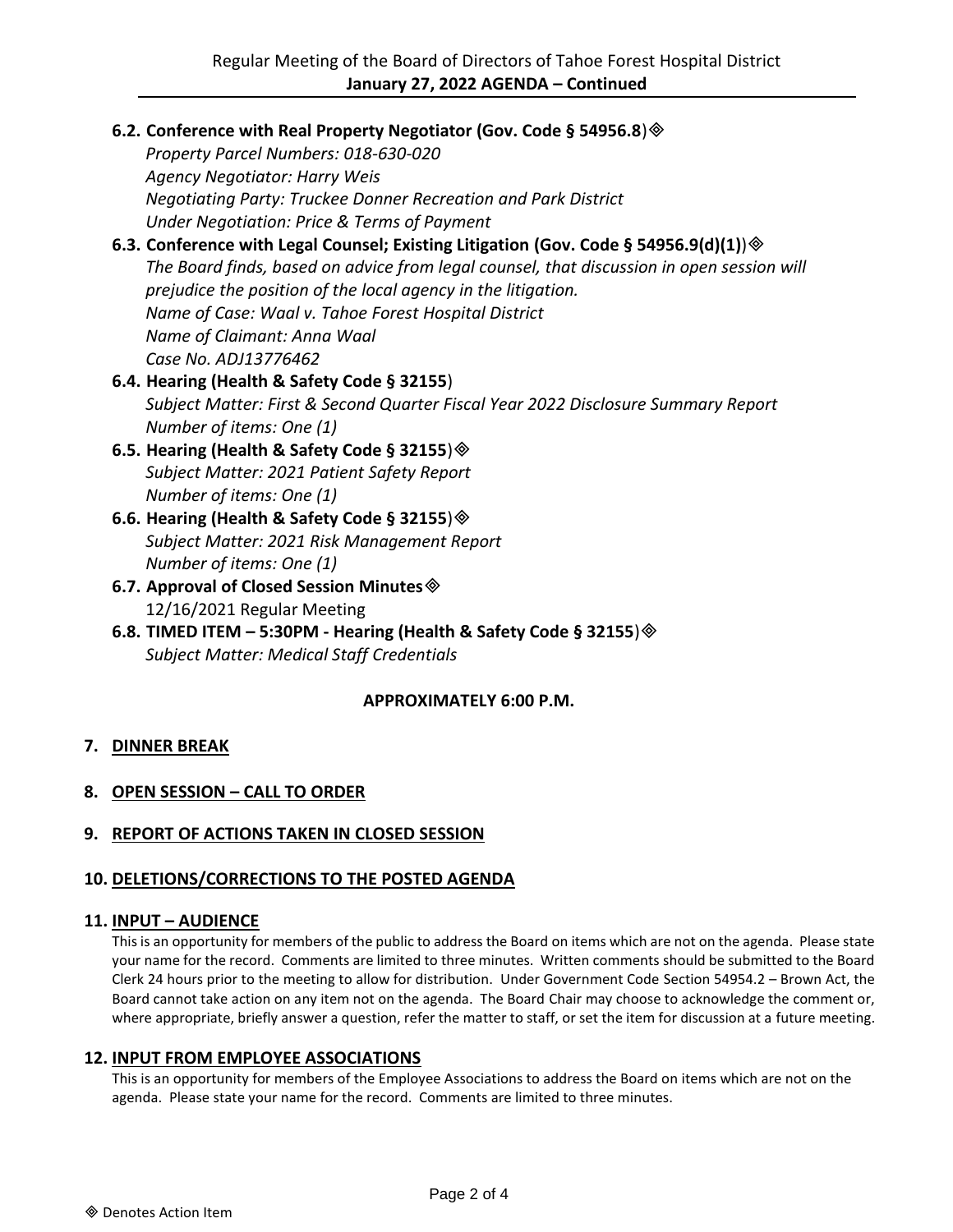**6.2. Conference with Real Property Negotiator (Gov. Code § 54956.8)** ◈

*Property Parcel Numbers: 018-630-020*
*Agency Negotiator: Harry Weis*
*Negotiating Party: Truckee Donner Recreation and Park District*
*Under Negotiation: Price & Terms of Payment*

**6.3. Conference with Legal Counsel; Existing Litigation (Gov. Code § 54956.9(d)(1))** ◈

*The Board finds, based on advice from legal counsel, that discussion in open session will prejudice the position of the local agency in the litigation.*
*Name of Case: Waal v. Tahoe Forest Hospital District*
*Name of Claimant: Anna Waal*
*Case No. ADJ13776462*

**6.4. Hearing (Health & Safety Code § 32155)**

*Subject Matter: First & Second Quarter Fiscal Year 2022 Disclosure Summary Report*
*Number of items: One (1)*

**6.5. Hearing (Health & Safety Code § 32155)** ◈

*Subject Matter: 2021 Patient Safety Report*
*Number of items: One (1)*

**6.6. Hearing (Health & Safety Code § 32155)** ◈

*Subject Matter: 2021 Risk Management Report*
*Number of items: One (1)*

**6.7. Approval of Closed Session Minutes** ◈

12/16/2021 Regular Meeting

**6.8. TIMED ITEM – 5:30PM - Hearing (Health & Safety Code § 32155)** ◈

*Subject Matter: Medical Staff Credentials*

**APPROXIMATELY 6:00 P.M.**

## 7. DINNER BREAK

## 8. OPEN SESSION – CALL TO ORDER

## 9. REPORT OF ACTIONS TAKEN IN CLOSED SESSION

## 10. DELETIONS/CORRECTIONS TO THE POSTED AGENDA

## 11. INPUT – AUDIENCE

This is an opportunity for members of the public to address the Board on items which are not on the agenda. Please state your name for the record. Comments are limited to three minutes. Written comments should be submitted to the Board Clerk 24 hours prior to the meeting to allow for distribution. Under Government Code Section 54954.2 – Brown Act, the Board cannot take action on any item not on the agenda. The Board Chair may choose to acknowledge the comment or, where appropriate, briefly answer a question, refer the matter to staff, or set the item for discussion at a future meeting.

## 12. INPUT FROM EMPLOYEE ASSOCIATIONS

This is an opportunity for members of the Employee Associations to address the Board on items which are not on the agenda. Please state your name for the record. Comments are limited to three minutes.

◈ Denotes Action Item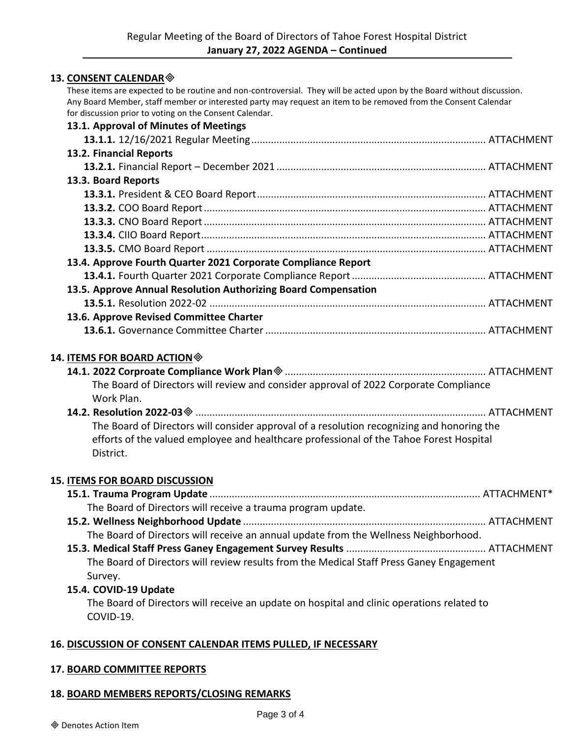## 13. CONSENT CALENDAR ◈

These items are expected to be routine and non-controversial. They will be acted upon by the Board without discussion. Any Board Member, staff member or interested party may request an item to be removed from the Consent Calendar for discussion prior to voting on the Consent Calendar.

**13.1. Approval of Minutes of Meetings**

- **13.1.1.** 12/16/2021 Regular Meeting ..... ATTACHMENT

**13.2. Financial Reports**

- **13.2.1.** Financial Report – December 2021 ..... ATTACHMENT

**13.3. Board Reports**

- **13.3.1.** President & CEO Board Report ..... ATTACHMENT
- **13.3.2.** COO Board Report ..... ATTACHMENT
- **13.3.3.** CNO Board Report ..... ATTACHMENT
- **13.3.4.** CIIO Board Report ..... ATTACHMENT
- **13.3.5.** CMO Board Report ..... ATTACHMENT

**13.4. Approve Fourth Quarter 2021 Corporate Compliance Report**

- **13.4.1.** Fourth Quarter 2021 Corporate Compliance Report ..... ATTACHMENT

**13.5. Approve Annual Resolution Authorizing Board Compensation**

- **13.5.1.** Resolution 2022-02 ..... ATTACHMENT

**13.6. Approve Revised Committee Charter**

- **13.6.1.** Governance Committee Charter ..... ATTACHMENT

## 14. ITEMS FOR BOARD ACTION ◈

**14.1. 2022 Corprοate Compliance Work Plan ◈** ..... ATTACHMENT
The Board of Directors will review and consider approval of 2022 Corporate Compliance Work Plan.

**14.2. Resolution 2022-03 ◈** ..... ATTACHMENT
The Board of Directors will consider approval of a resolution recognizing and honoring the efforts of the valued employee and healthcare professional of the Tahoe Forest Hospital District.

## 15. ITEMS FOR BOARD DISCUSSION

**15.1. Trauma Program Update** ..... ATTACHMENT*
The Board of Directors will receive a trauma program update.

**15.2. Wellness Neighborhood Update** ..... ATTACHMENT
The Board of Directors will receive an annual update from the Wellness Neighborhood.

**15.3. Medical Staff Press Ganey Engagement Survey Results** ..... ATTACHMENT
The Board of Directors will review results from the Medical Staff Press Ganey Engagement Survey.

**15.4. COVID-19 Update**
The Board of Directors will receive an update on hospital and clinic operations related to COVID-19.

## 16. DISCUSSION OF CONSENT CALENDAR ITEMS PULLED, IF NECESSARY

## 17. BOARD COMMITTEE REPORTS

## 18. BOARD MEMBERS REPORTS/CLOSING REMARKS

◈ Denotes Action Item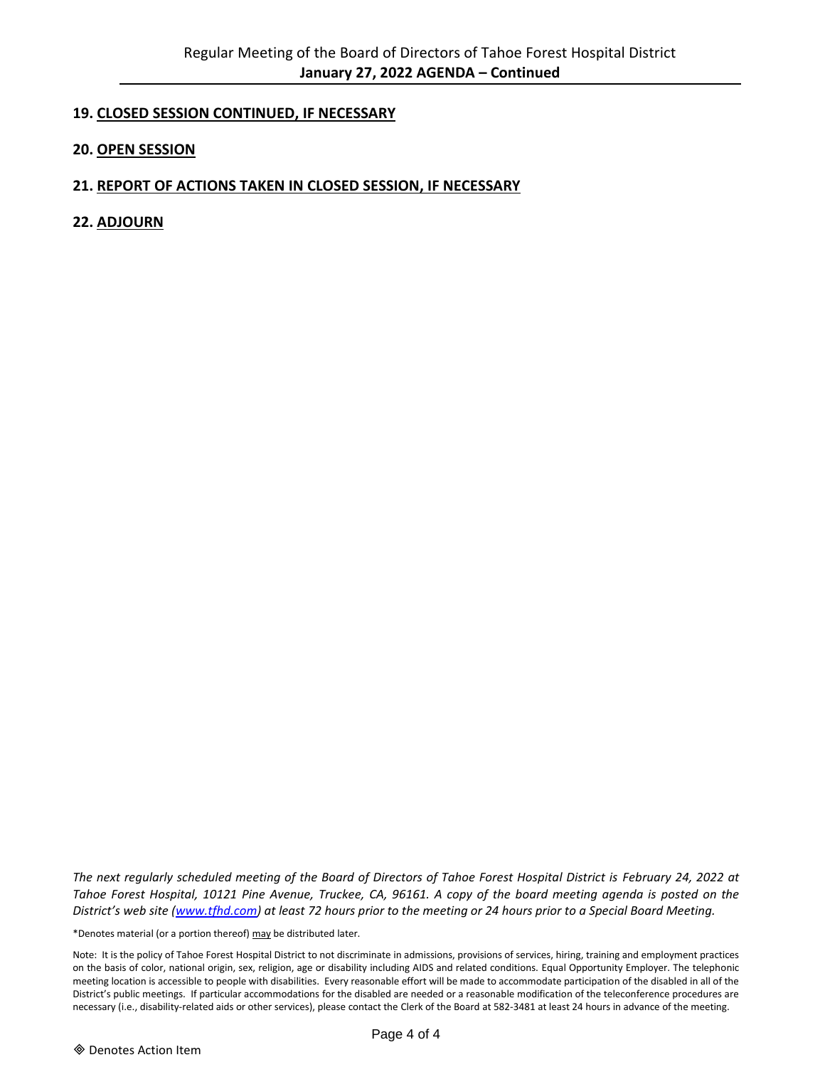**19. <u>CLOSED SESSION CONTINUED, IF NECESSARY</u>**

**20. <u>OPEN SESSION</u>**

**21. <u>REPORT OF ACTIONS TAKEN IN CLOSED SESSION, IF NECESSARY</u>**

**22. <u>ADJOURN</u>**

*The next regularly scheduled meeting of the Board of Directors of Tahoe Forest Hospital District is February 24, 2022 at Tahoe Forest Hospital, 10121 Pine Avenue, Truckee, CA, 96161. A copy of the board meeting agenda is posted on the District's web site ([www.tfhd.com](http://www.tfhd.com)) at least 72 hours prior to the meeting or 24 hours prior to a Special Board Meeting.*

*Denotes material (or a portion thereof) <u>may</u> be distributed later.

Note: It is the policy of Tahoe Forest Hospital District to not discriminate in admissions, provisions of services, hiring, training and employment practices on the basis of color, national origin, sex, religion, age or disability including AIDS and related conditions. Equal Opportunity Employer. The telephonic meeting location is accessible to people with disabilities. Every reasonable effort will be made to accommodate participation of the disabled in all of the District's public meetings. If particular accommodations for the disabled are needed or a reasonable modification of the teleconference procedures are necessary (i.e., disability-related aids or other services), please contact the Clerk of the Board at 582-3481 at least 24 hours in advance of the meeting.

◈ Denotes Action Item